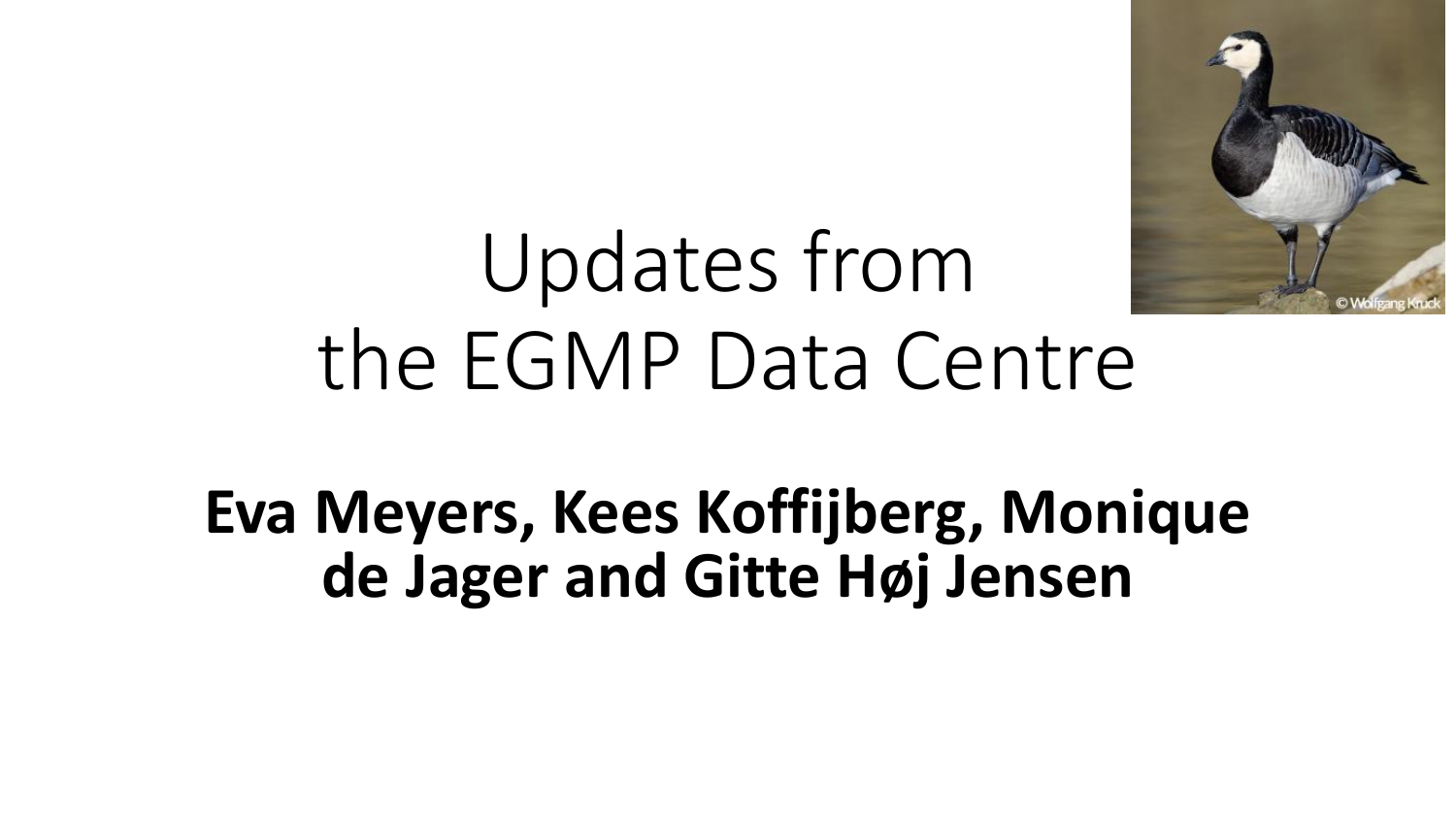# Updates from the EGMP Data Centre

**Eva Meyers, Kees Koffijberg, Monique de Jager and Gitte Høj Jensen**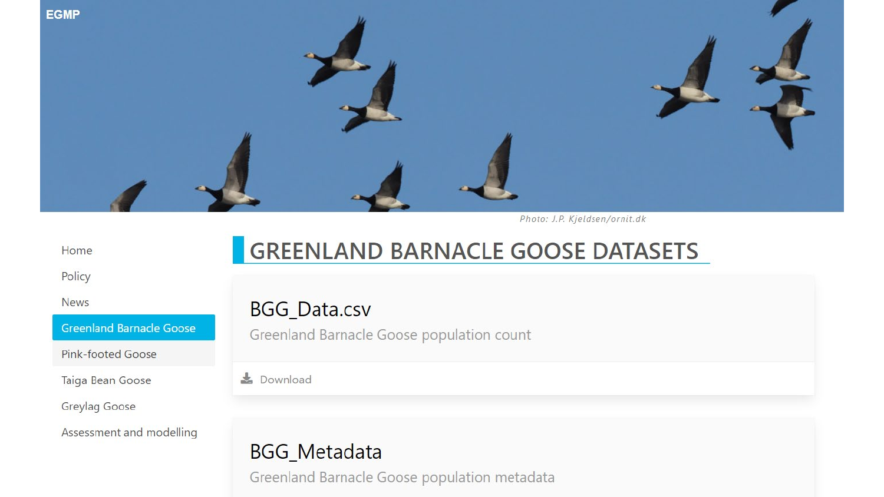EGMP

Photo: J.P. Kjeldsen/ornit.dk

- Home
- Policy
- News
- Greenland Barnacle Goose
- Pink-footed Goose
- Taiga Bean Goose
- Greylag Goose
- Assessment and modelling

# GREENLAND BARNACLE GOOSE DATASETS

## BGG_Data.csv

Greenland Barnacle Goose population count

Download

## BGG_Metadata

Greenland Barnacle Goose population metadata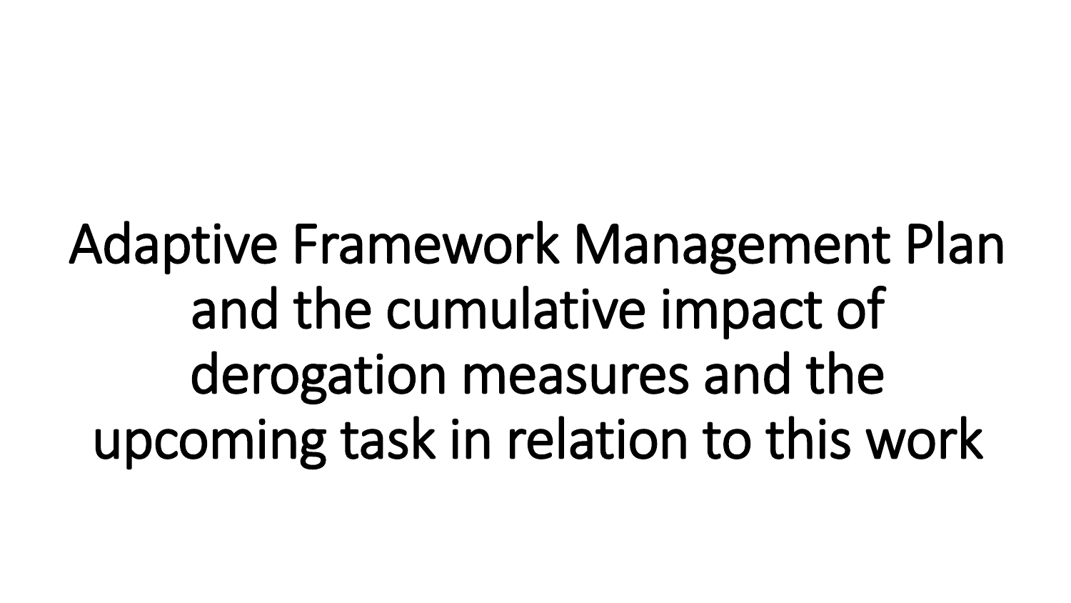# Adaptive Framework Management Plan and the cumulative impact of derogation measures and the upcoming task in relation to this work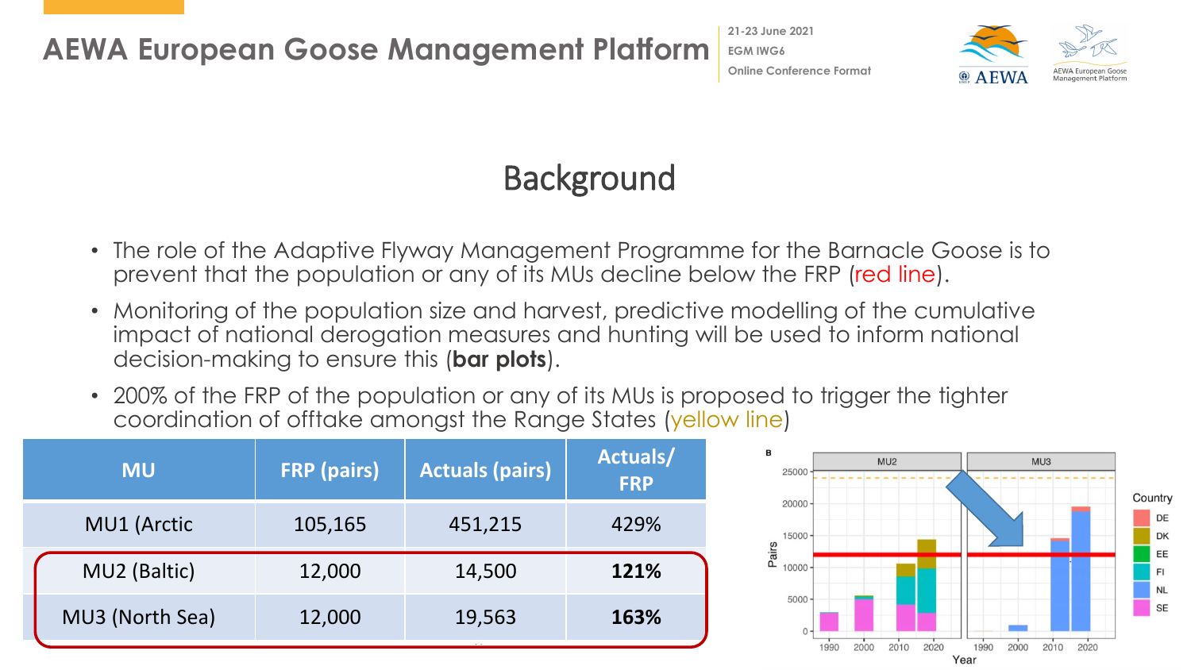# Background

- The role of the Adaptive Flyway Management Programme for the Barnacle Goose is to prevent that the population or any of its MUs decline below the FRP (red line).
- Monitoring of the population size and harvest, predictive modelling of the cumulative impact of national derogation measures and hunting will be used to inform national decision-making to ensure this (**bar plots**).
- 200% of the FRP of the population or any of its MUs is proposed to trigger the tighter coordination of offtake amongst the Range States (yellow line)

| MU | FRP (pairs) | Actuals (pairs) | Actuals/ FRP |
|---|---|---|---|
| MU1 (Arctic | 105,165 | 451,215 | 429% |
| MU2 (Baltic) | 12,000 | 14,500 | **121%** |
| MU3 (North Sea) | 12,000 | 19,563 | **163%** |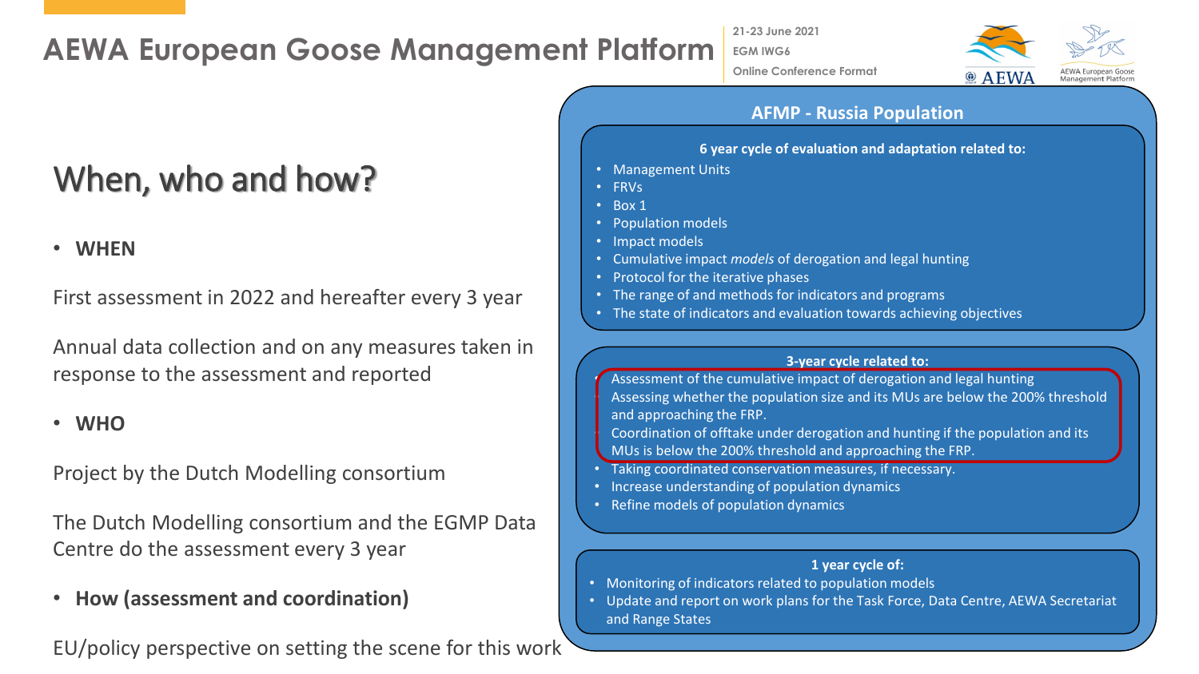# AEWA European Goose Management Platform

## When, who and how?

- **WHEN**

First assessment in 2022 and hereafter every 3 year

Annual data collection and on any measures taken in response to the assessment and reported

- **WHO**

Project by the Dutch Modelling consortium

The Dutch Modelling consortium and the EGMP Data Centre do the assessment every 3 year

- **How (assessment and coordination)**

EU/policy perspective on setting the scene for this work

### AFMP - Russia Population

**6 year cycle of evaluation and adaptation related to:**

- Management Units
- FRVs
- Box 1
- Population models
- Impact models
- Cumulative impact *models* of derogation and legal hunting
- Protocol for the iterative phases
- The range of and methods for indicators and programs
- The state of indicators and evaluation towards achieving objectives

**3-year cycle related to:**

- Assessment of the cumulative impact of derogation and legal hunting
- Assessing whether the population size and its MUs are below the 200% threshold and approaching the FRP.
- Coordination of offtake under derogation and hunting if the population and its MUs is below the 200% threshold and approaching the FRP.
- Taking coordinated conservation measures, if necessary.
- Increase understanding of population dynamics
- Refine models of population dynamics

**1 year cycle of:**

- Monitoring of indicators related to population models
- Update and report on work plans for the Task Force, Data Centre, AEWA Secretariat and Range States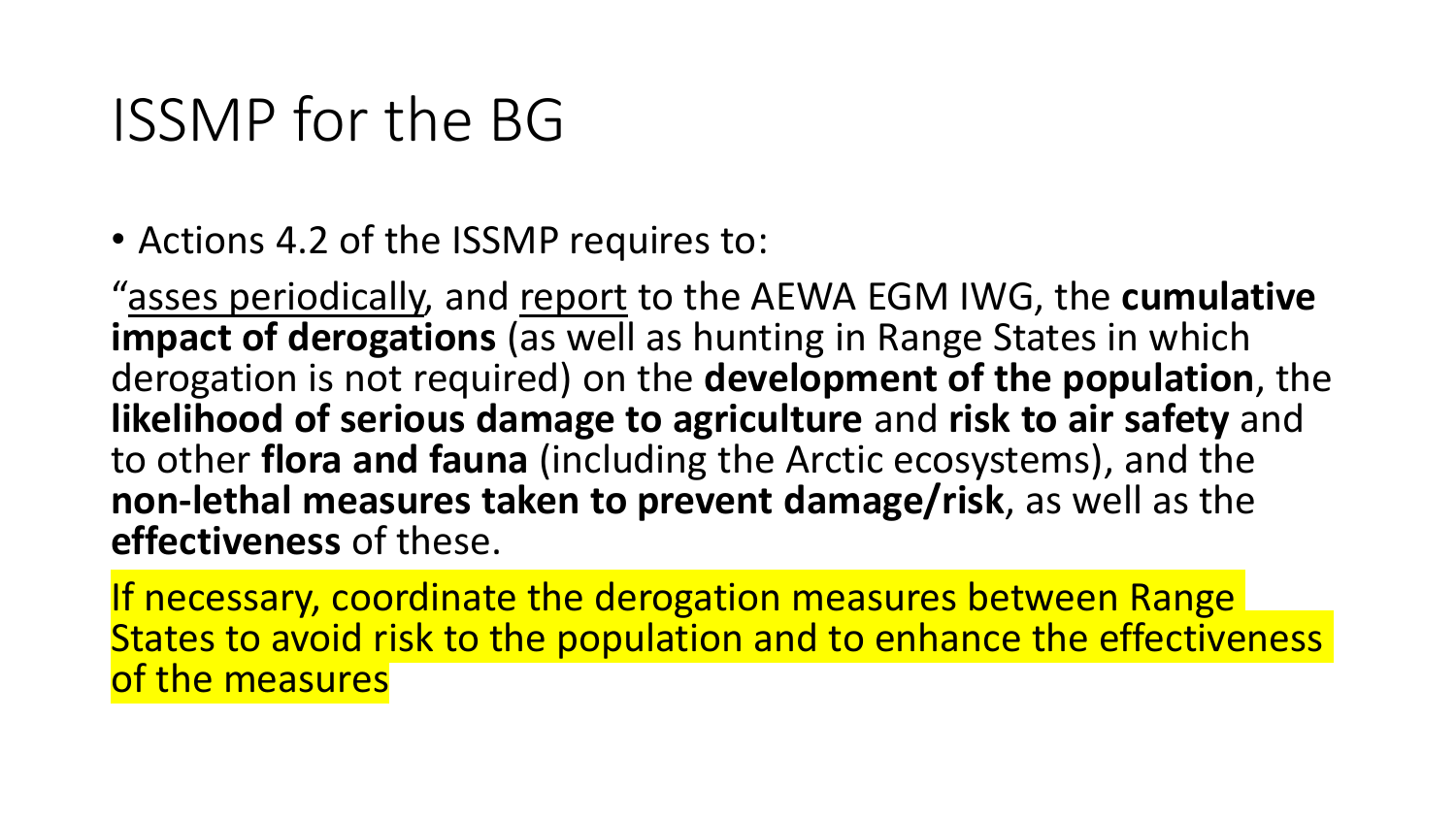# ISSMP for the BG

- Actions 4.2 of the ISSMP requires to:

"asses periodically, and report to the AEWA EGM IWG, the **cumulative impact of derogations** (as well as hunting in Range States in which derogation is not required) on the **development of the population**, the **likelihood of serious damage to agriculture** and **risk to air safety** and to other **flora and fauna** (including the Arctic ecosystems), and the **non-lethal measures taken to prevent damage/risk**, as well as the **effectiveness** of these.

If necessary, coordinate the derogation measures between Range States to avoid risk to the population and to enhance the effectiveness of the measures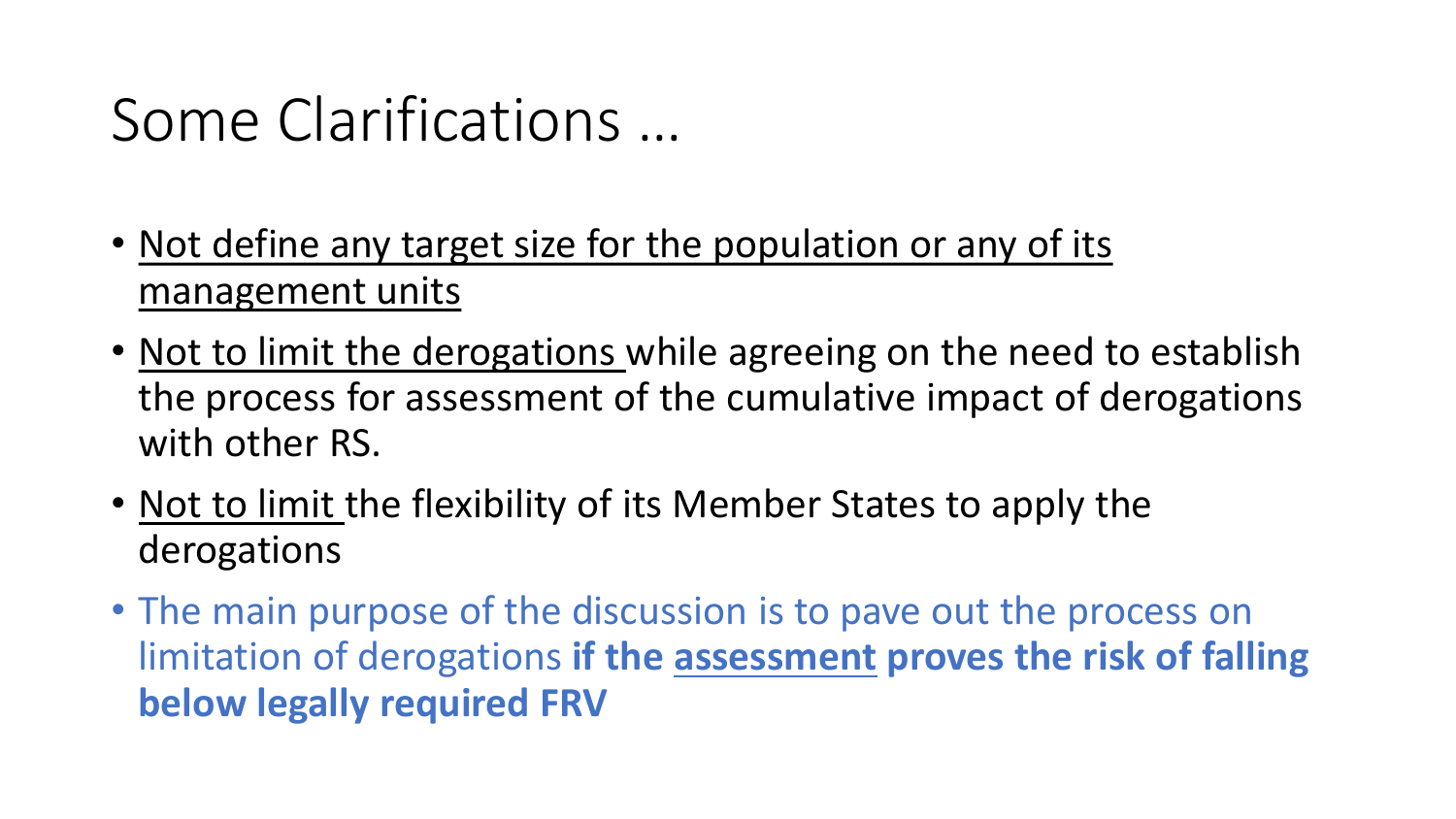# Some Clarifications …

- <u>Not define any target size for the population or any of its management units</u>
- <u>Not to limit the derogations</u> while agreeing on the need to establish the process for assessment of the cumulative impact of derogations with other RS.
- <u>Not to limit</u> the flexibility of its Member States to apply the derogations
- The main purpose of the discussion is to pave out the process on limitation of derogations **if the <u>assessment</u> proves the risk of falling below legally required FRV**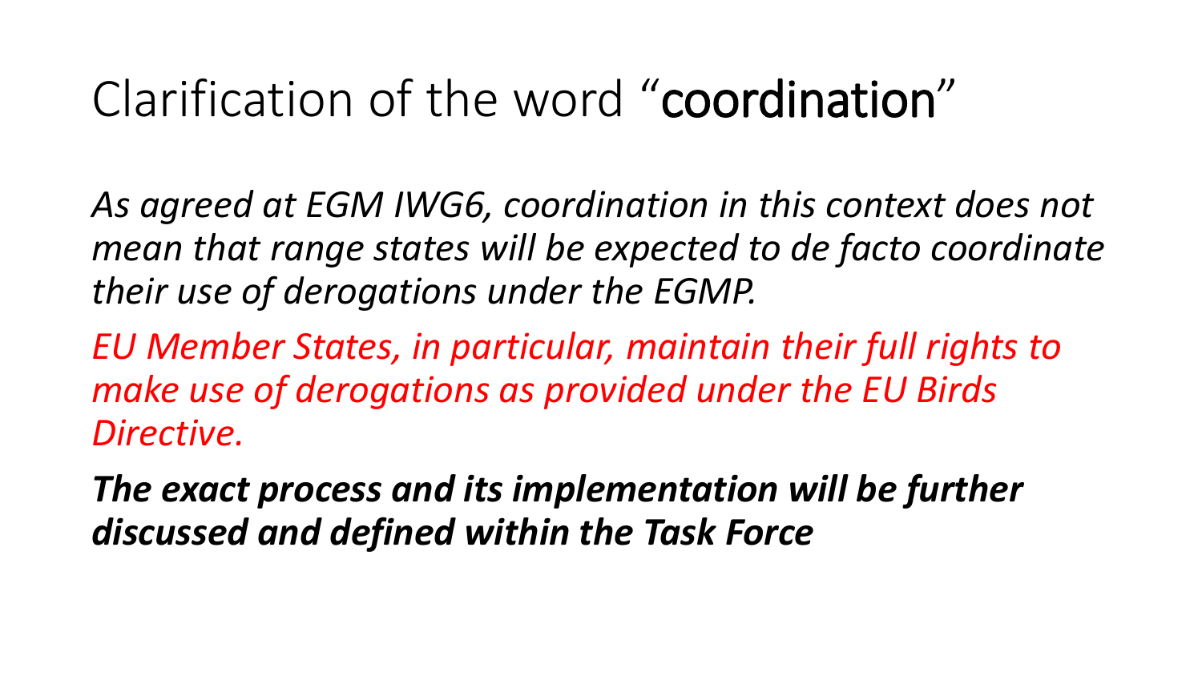# Clarification of the word "**coordination**"

*As agreed at EGM IWG6, coordination in this context does not mean that range states will be expected to de facto coordinate their use of derogations under the EGMP.*

*EU Member States, in particular, maintain their full rights to make use of derogations as provided under the EU Birds Directive.*

***The exact process and its implementation will be further discussed and defined within the Task Force***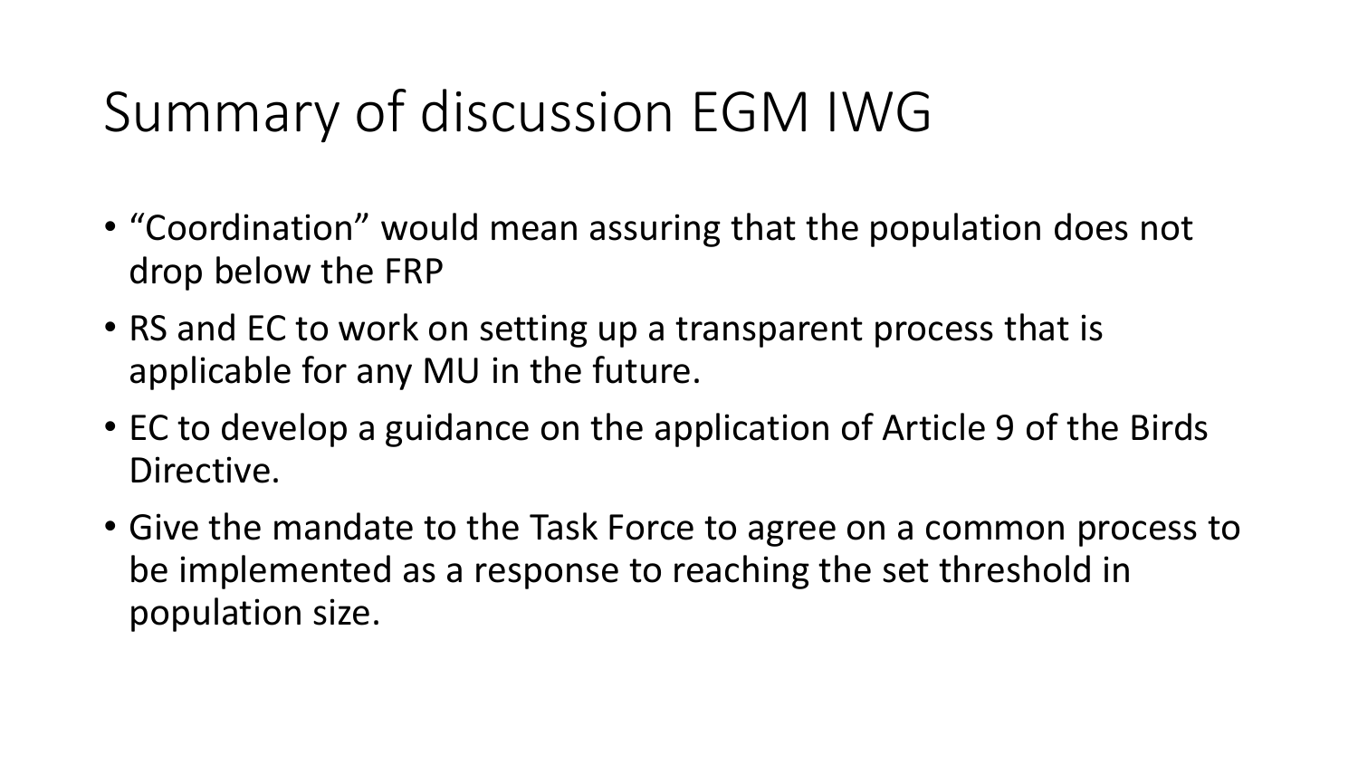# Summary of discussion EGM IWG

- "Coordination" would mean assuring that the population does not drop below the FRP
- RS and EC to work on setting up a transparent process that is applicable for any MU in the future.
- EC to develop a guidance on the application of Article 9 of the Birds Directive.
- Give the mandate to the Task Force to agree on a common process to be implemented as a response to reaching the set threshold in population size.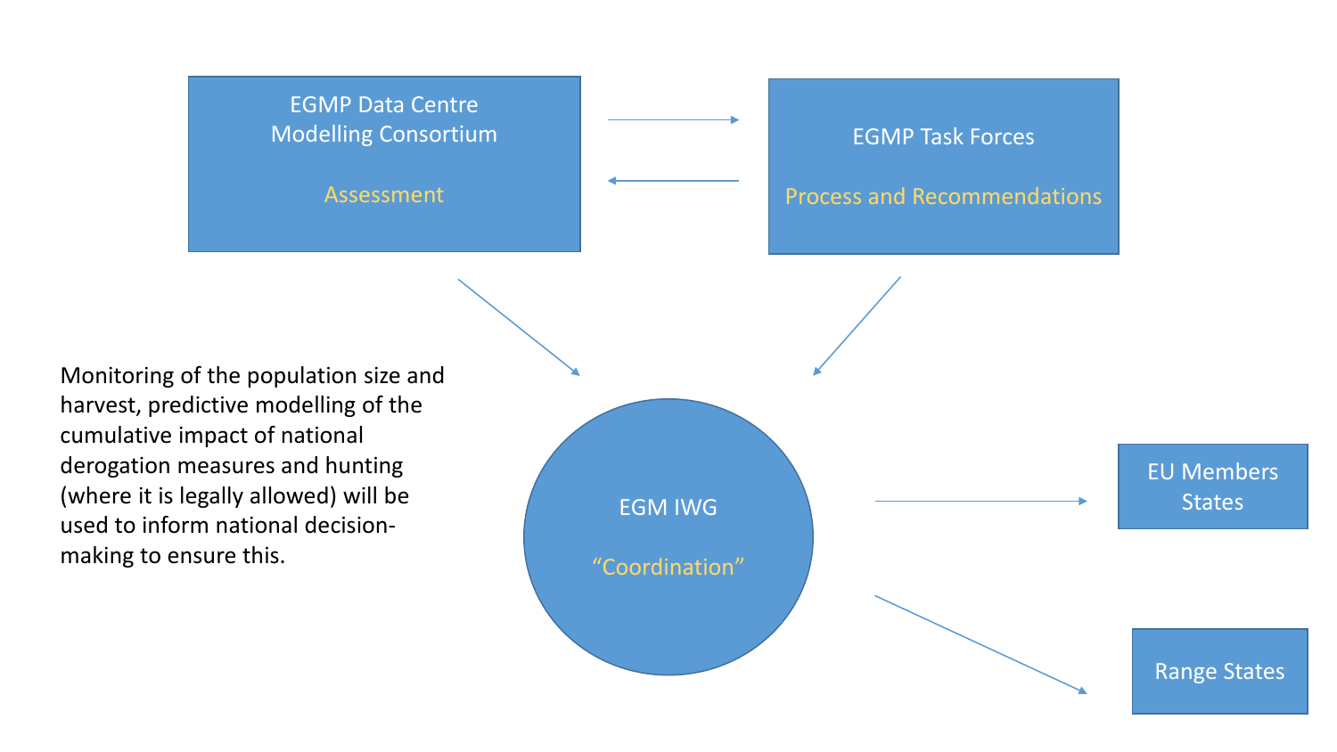EGMP Data Centre
Modelling Consortium

Assessment

EGMP Task Forces

Process and Recommendations

EGM IWG

"Coordination"

EU Members States

Range States

Monitoring of the population size and harvest, predictive modelling of the cumulative impact of national derogation measures and hunting (where it is legally allowed) will be used to inform national decision-making to ensure this.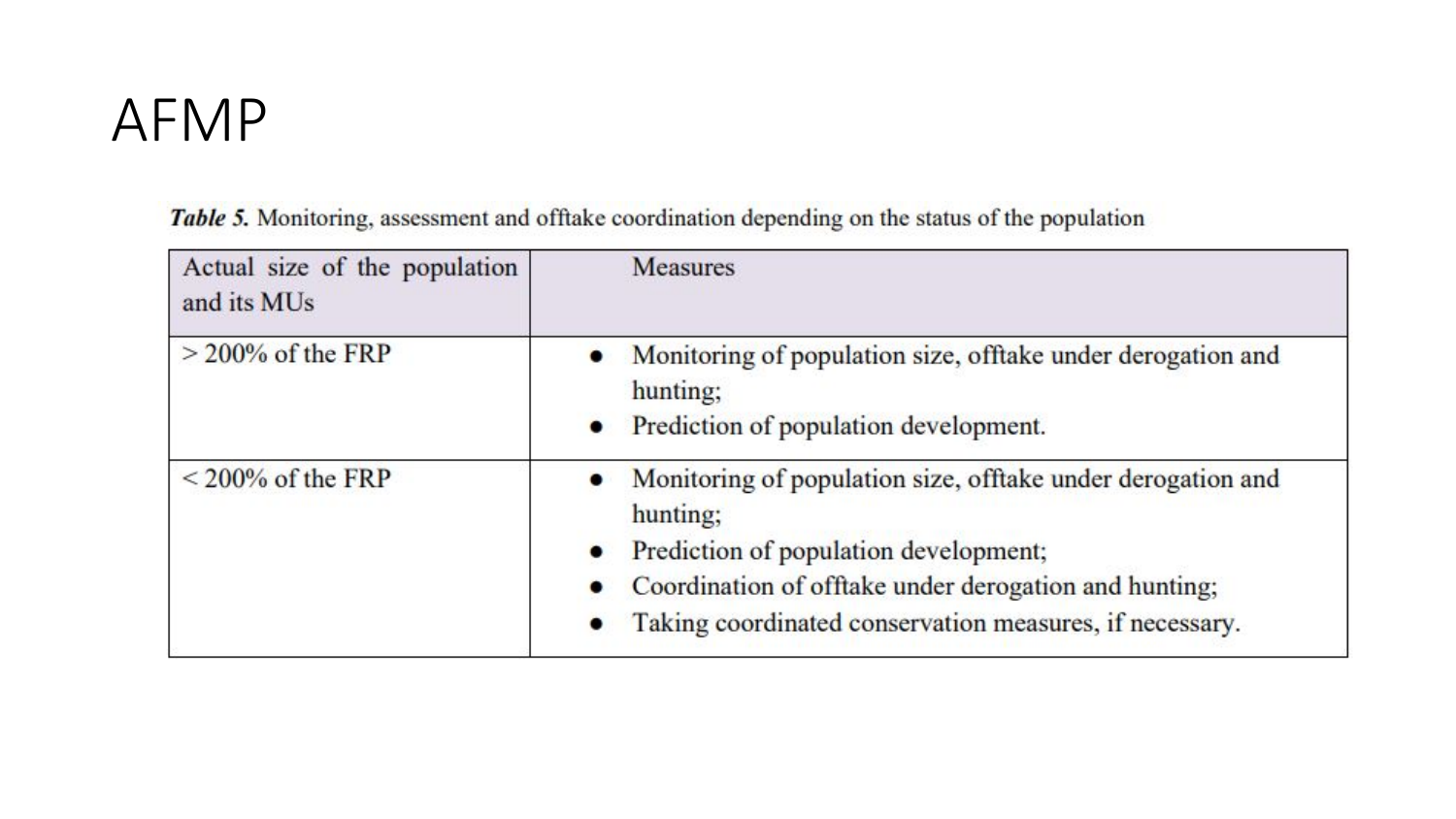# AFMP

***Table 5.*** Monitoring, assessment and offtake coordination depending on the status of the population

| Actual size of the population and its MUs | Measures |
|---|---|
| > 200% of the FRP | • Monitoring of population size, offtake under derogation and hunting;<br>• Prediction of population development. |
| < 200% of the FRP | • Monitoring of population size, offtake under derogation and hunting;<br>• Prediction of population development;<br>• Coordination of offtake under derogation and hunting;<br>• Taking coordinated conservation measures, if necessary. |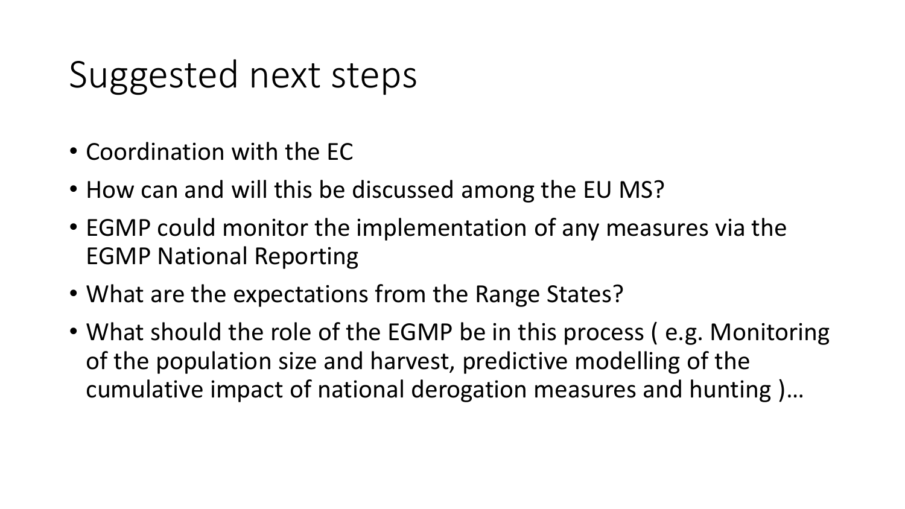# Suggested next steps

- Coordination with the EC
- How can and will this be discussed among the EU MS?
- EGMP could monitor the implementation of any measures via the EGMP National Reporting
- What are the expectations from the Range States?
- What should the role of the EGMP be in this process ( e.g. Monitoring of the population size and harvest, predictive modelling of the cumulative impact of national derogation measures and hunting )…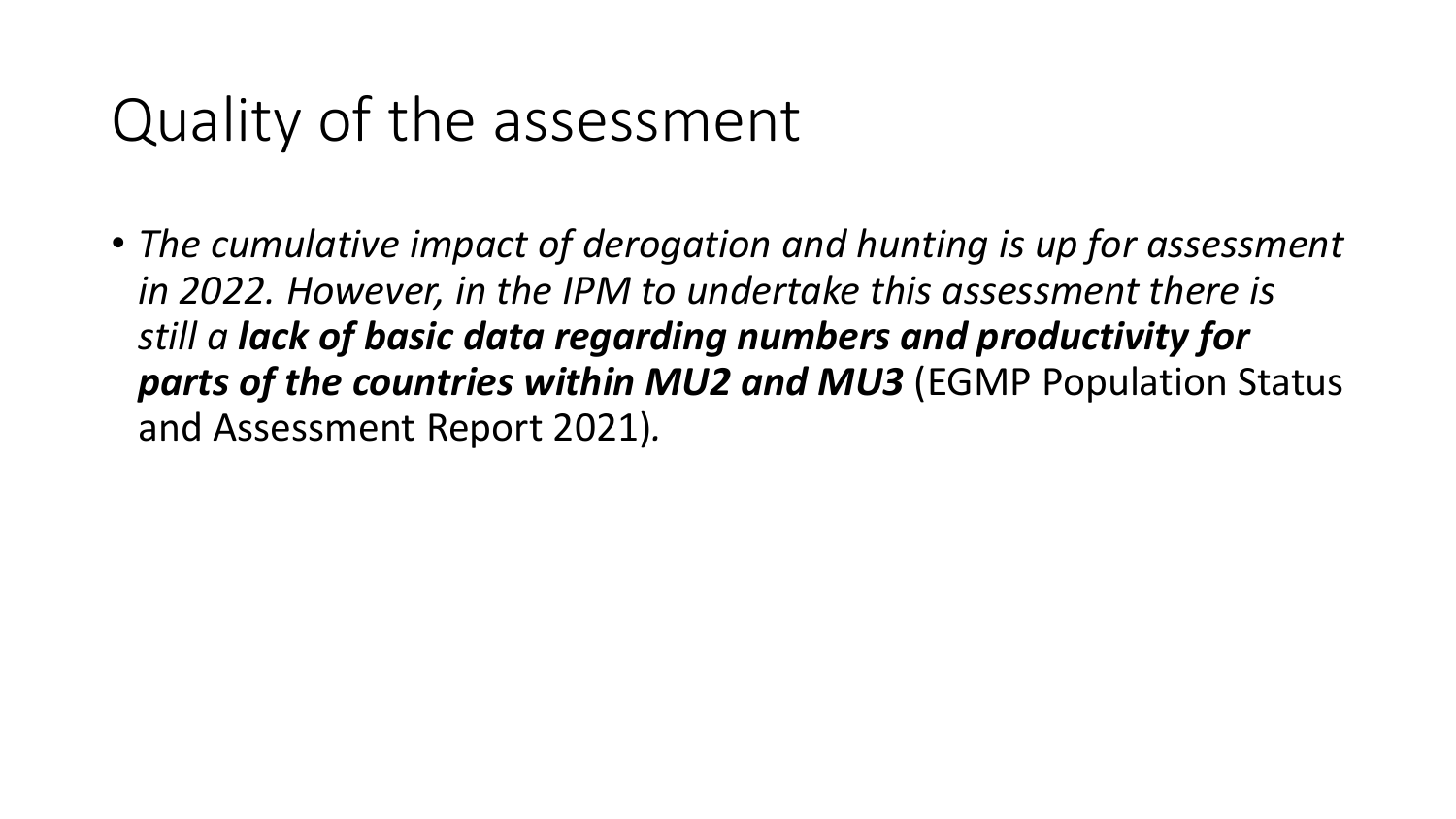# Quality of the assessment

- *The cumulative impact of derogation and hunting is up for assessment in 2022. However, in the IPM to undertake this assessment there is still a **lack of basic data regarding numbers and productivity for parts of the countries within MU2 and MU3*** (EGMP Population Status and Assessment Report 2021)*.*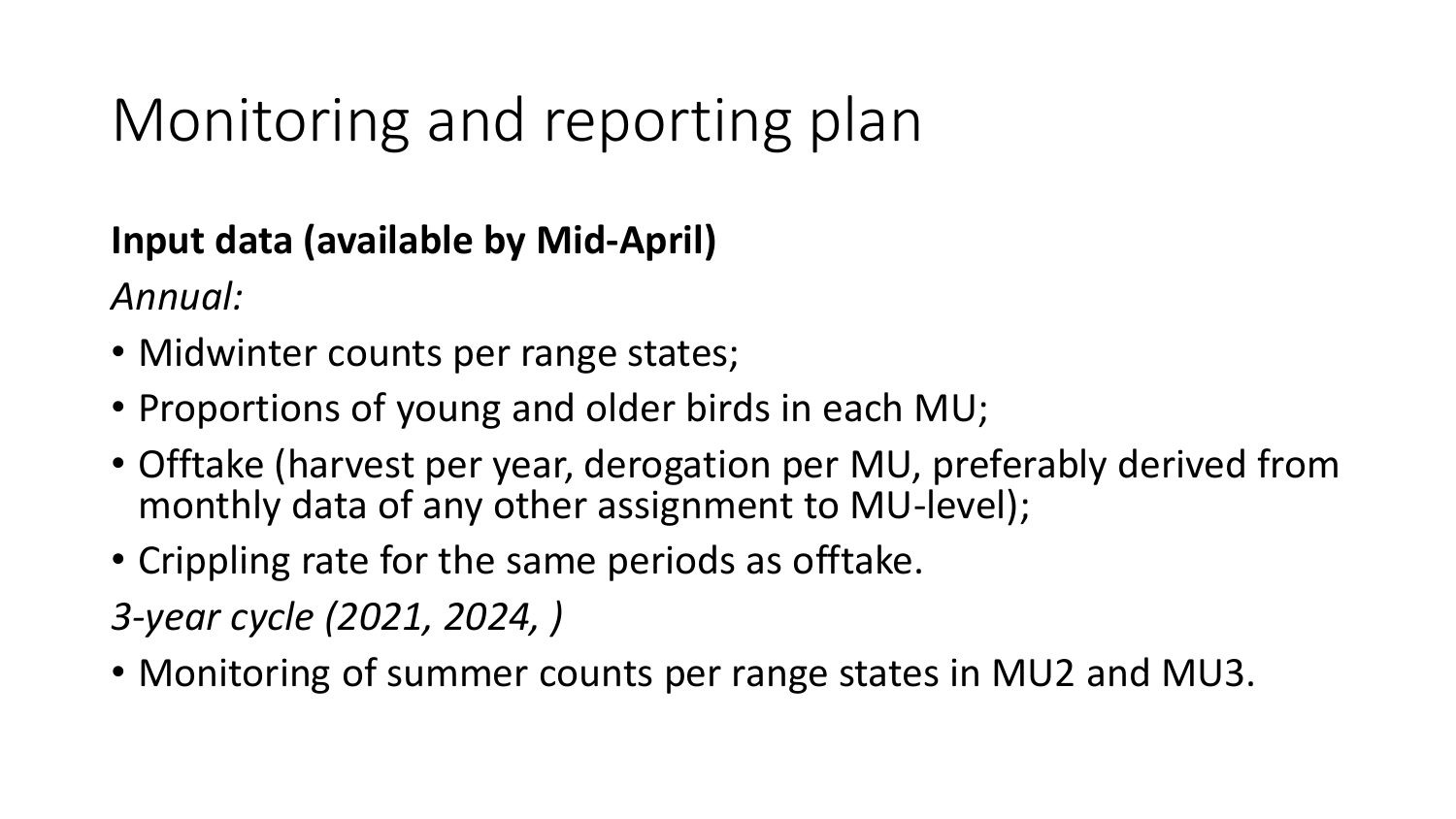# Monitoring and reporting plan

**Input data (available by Mid-April)**

*Annual:*

- Midwinter counts per range states;
- Proportions of young and older birds in each MU;
- Offtake (harvest per year, derogation per MU, preferably derived from monthly data of any other assignment to MU-level);
- Crippling rate for the same periods as offtake.

*3-year cycle (2021, 2024, )*

- Monitoring of summer counts per range states in MU2 and MU3.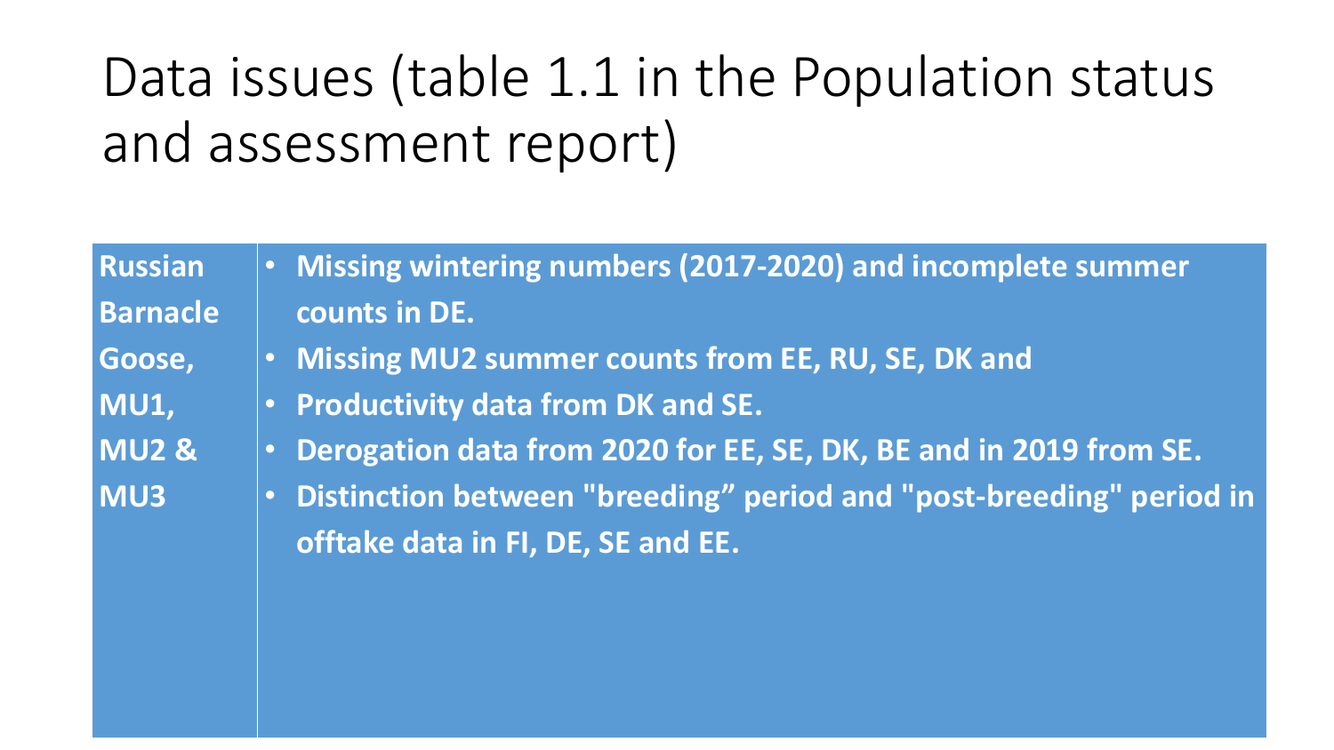# Data issues (table 1.1 in the Population status and assessment report)

| | |
|---|---|
| **Russian Barnacle Goose, MU1, MU2 & MU3** | • **Missing wintering numbers (2017-2020) and incomplete summer counts in DE.**<br>• **Missing MU2 summer counts from EE, RU, SE, DK and**<br>• **Productivity data from DK and SE.**<br>• **Derogation data from 2020 for EE, SE, DK, BE and in 2019 from SE.**<br>• **Distinction between "breeding" period and "post-breeding" period in offtake data in FI, DE, SE and EE.** |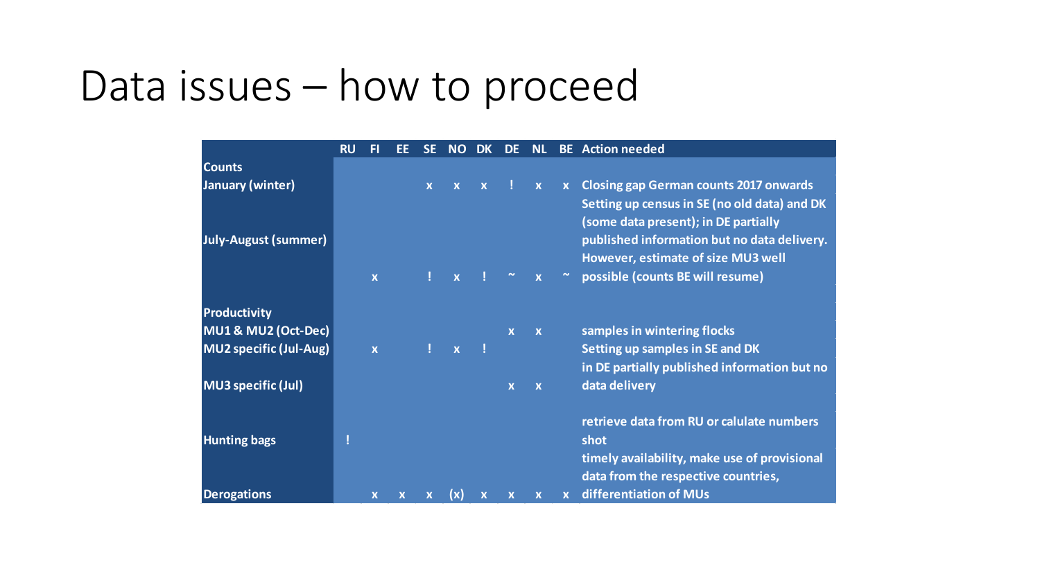# Data issues – how to proceed

| | RU | FI | EE | SE | NO | DK | DE | NL | BE | Action needed |
|---|---|---|---|---|---|---|---|---|---|---|
| **Counts** | | | | | | | | | | |
| January (winter) | | | | x | x | x | ! | x | x | Closing gap German counts 2017 onwards |
| July-August (summer) | | x | | ! | x | ! | ~ | x | ~ | Setting up census in SE (no old data) and DK (some data present); in DE partially published information but no data delivery. However, estimate of size MU3 well possible (counts BE will resume) |
| **Productivity** | | | | | | | | | | |
| MU1 & MU2 (Oct-Dec) | | | | | | | x | x | | samples in wintering flocks |
| MU2 specific (Jul-Aug) | | x | | ! | x | ! | | | | Setting up samples in SE and DK |
| MU3 specific (Jul) | | | | | | | x | x | | in DE partially published information but no data delivery |
| Hunting bags | ! | | | | | | | | | retrieve data from RU or calulate numbers shot |
| Derogations | | x | x | x | (x) | x | x | x | x | timely availability, make use of provisional data from the respective countries, differentiation of MUs |